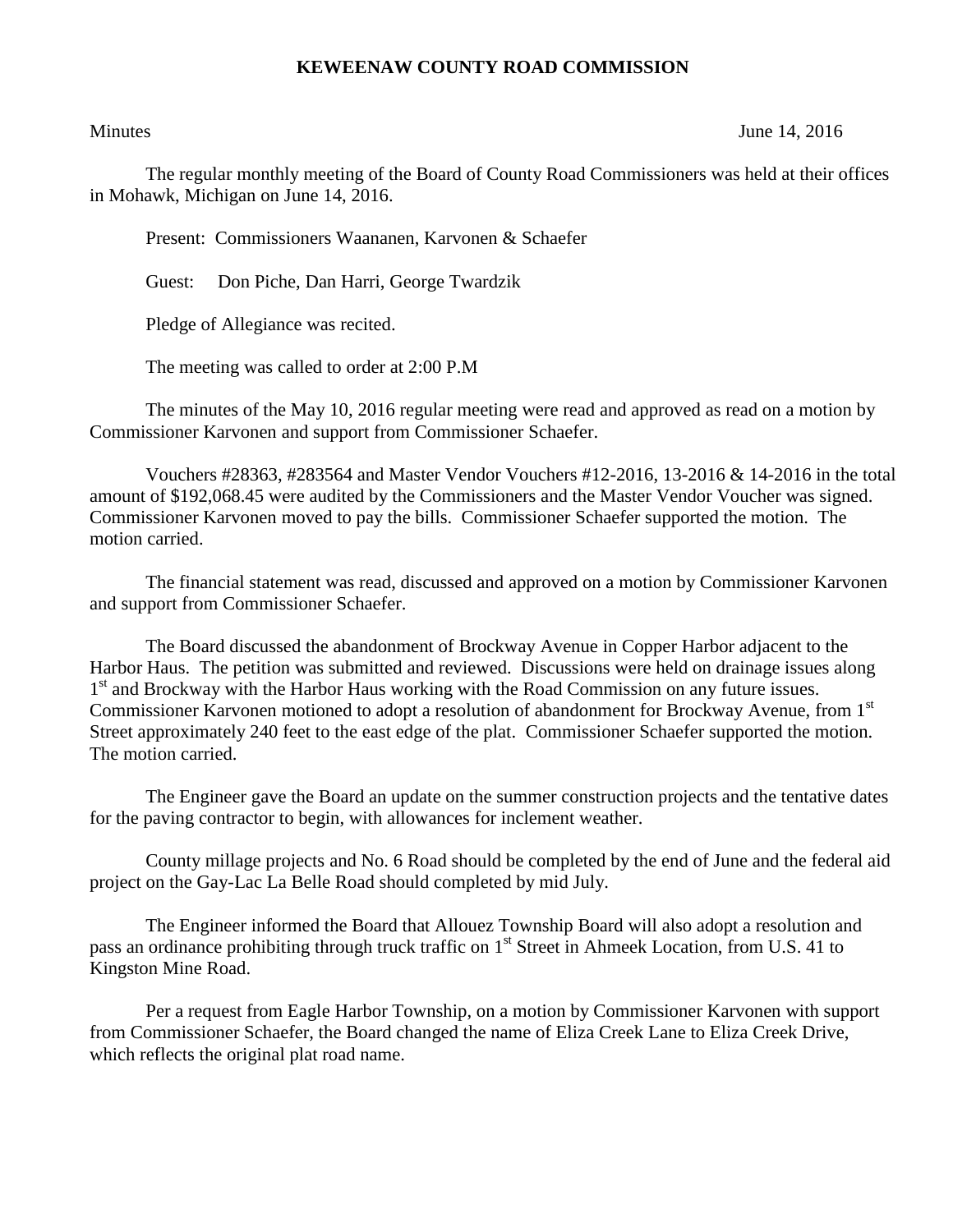# KEWEENAW COUNTY ROAD COMMISSION

Minutes June 14, 2016

The regular monthly meeting of the Board of County Road Commissioners was held at their offices in Mohawk, Michigan on June 14, 2016.

Present: Commissioners Waananen, Karvonen & Schaefer

Guest: Don Piche, Dan Harri, George Twardzik

Pledge of Allegiance was recited.

The meeting was called to order at 2:00 P.M

The minutes of the May 10, 2016 regular meeting were read and approved as read on a motion by Commissioner Karvonen and support from Commissioner Schaefer.

Vouchers #28363, #283564 and Master Vendor Vouchers #12-2016, 13-2016 & 14-2016 in the total amount of $192,068.45 were audited by the Commissioners and the Master Vendor Voucher was signed. Commissioner Karvonen moved to pay the bills. Commissioner Schaefer supported the motion. The motion carried.

The financial statement was read, discussed and approved on a motion by Commissioner Karvonen and support from Commissioner Schaefer.

The Board discussed the abandonment of Brockway Avenue in Copper Harbor adjacent to the Harbor Haus. The petition was submitted and reviewed. Discussions were held on drainage issues along 1st and Brockway with the Harbor Haus working with the Road Commission on any future issues. Commissioner Karvonen motioned to adopt a resolution of abandonment for Brockway Avenue, from 1st Street approximately 240 feet to the east edge of the plat. Commissioner Schaefer supported the motion. The motion carried.

The Engineer gave the Board an update on the summer construction projects and the tentative dates for the paving contractor to begin, with allowances for inclement weather.

County millage projects and No. 6 Road should be completed by the end of June and the federal aid project on the Gay-Lac La Belle Road should completed by mid July.

The Engineer informed the Board that Allouez Township Board will also adopt a resolution and pass an ordinance prohibiting through truck traffic on 1st Street in Ahmeek Location, from U.S. 41 to Kingston Mine Road.

Per a request from Eagle Harbor Township, on a motion by Commissioner Karvonen with support from Commissioner Schaefer, the Board changed the name of Eliza Creek Lane to Eliza Creek Drive, which reflects the original plat road name.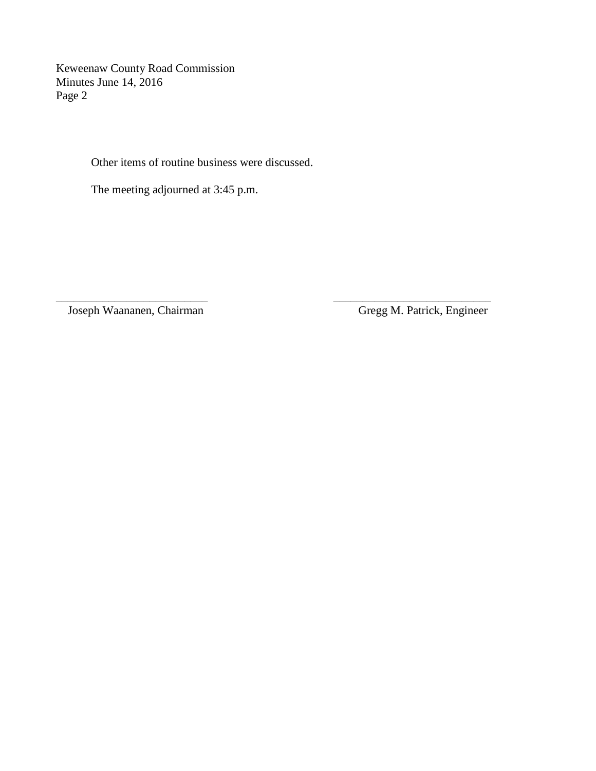Other items of routine business were discussed.

The meeting adjourned at 3:45 p.m.

\_\_\_\_\_\_\_\_\_\_\_\_\_\_\_\_\_\_\_\_\_\_\_\_\_\_\_
Joseph Waananen, Chairman

\_\_\_\_\_\_\_\_\_\_\_\_\_\_\_\_\_\_\_\_\_\_\_\_\_\_\_
Gregg M. Patrick, Engineer